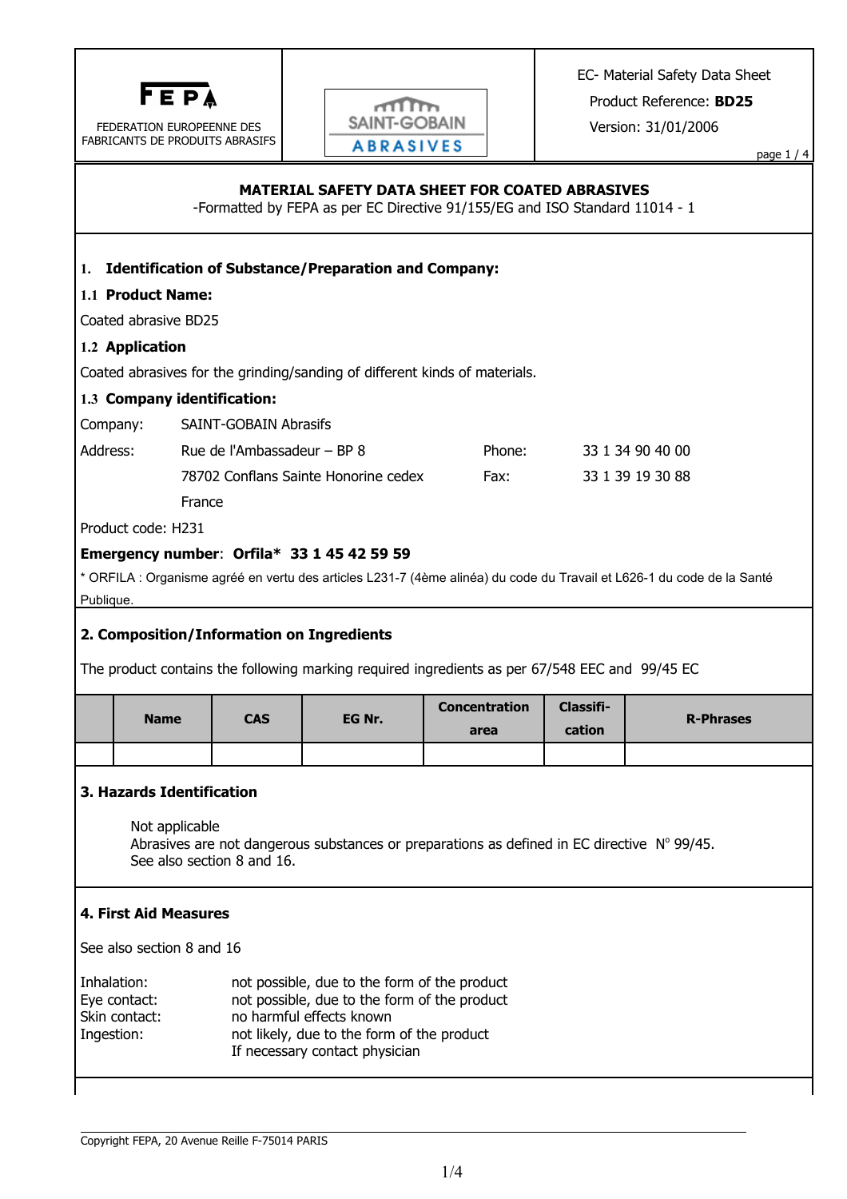FEPA

FEDERATION EUROPEENNE DES FABRICANTS DE PRODUITS ABRASIFS

SAINT-GOBAIN ABRASIVES

EC- Material Safety Data Sheet

Product Reference: **BD25**

Version: 31/01/2006

**MATERIAL SAFETY DATA SHEET FOR COATED ABRASIVES**

-Formatted by FEPA as per EC Directive 91/155/EG and ISO Standard 11014 - 1

## 1. Identification of Substance/Preparation and Company:

### 1.1 Product Name:

Coated abrasive BD25

### 1.2 Application

Coated abrasives for the grinding/sanding of different kinds of materials.

### 1.3 Company identification:

Company: SAINT-GOBAIN Abrasifs

Address: Rue de l'Ambassadeur – BP 8
78702 Conflans Sainte Honorine cedex
France

Phone: 33 1 34 90 40 00

Fax: 33 1 39 19 30 88

Product code: H231

**Emergency number**: **Orfila\* 33 1 45 42 59 59**

\* ORFILA : Organisme agréé en vertu des articles L231-7 (4ème alinéa) du code du Travail et L626-1 du code de la Santé Publique.

## 2. Composition/Information on Ingredients

The product contains the following marking required ingredients as per 67/548 EEC and 99/45 EC

| | Name | CAS | EG Nr. | Concentration area | Classifi-cation | R-Phrases |
|---|---|---|---|---|---|---|
| | | | | | | |

## 3. Hazards Identification

Not applicable
Abrasives are not dangerous substances or preparations as defined in EC directive N° 99/45.
See also section 8 and 16.

## 4. First Aid Measures

See also section 8 and 16

Inhalation: not possible, due to the form of the product
Eye contact: not possible, due to the form of the product
Skin contact: no harmful effects known
Ingestion: not likely, due to the form of the product
If necessary contact physician

Copyright FEPA, 20 Avenue Reille F-75014 PARIS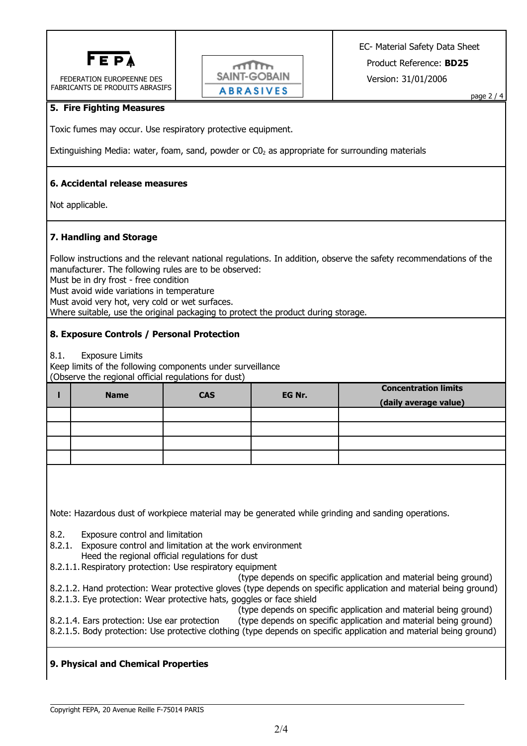## 5. Fire Fighting Measures

Toxic fumes may occur. Use respiratory protective equipment.

Extinguishing Media: water, foam, sand, powder or $C0_2$ as appropriate for surrounding materials

## 6. Accidental release measures

Not applicable.

## 7. Handling and Storage

Follow instructions and the relevant national regulations. In addition, observe the safety recommendations of the manufacturer. The following rules are to be observed:
Must be in dry frost - free condition
Must avoid wide variations in temperature
Must avoid very hot, very cold or wet surfaces.
Where suitable, use the original packaging to protect the product during storage.

## 8. Exposure Controls / Personal Protection

8.1. Exposure Limits
Keep limits of the following components under surveillance
(Observe the regional official regulations for dust)

| I | Name | CAS | EG Nr. | Concentration limits (daily average value) |
|---|---|---|---|---|
| | | | | |
| | | | | |
| | | | | |
| | | | | |

Note: Hazardous dust of workpiece material may be generated while grinding and sanding operations.

8.2. Exposure control and limitation
8.2.1. Exposure control and limitation at the work environment
Heed the regional official regulations for dust
8.2.1.1. Respiratory protection: Use respiratory equipment (type depends on specific application and material being ground)
8.2.1.2. Hand protection: Wear protective gloves (type depends on specific application and material being ground)
8.2.1.3. Eye protection: Wear protective hats, goggles or face shield (type depends on specific application and material being ground)
8.2.1.4. Ears protection: Use ear protection (type depends on specific application and material being ground)
8.2.1.5. Body protection: Use protective clothing (type depends on specific application and material being ground)

## 9. Physical and Chemical Properties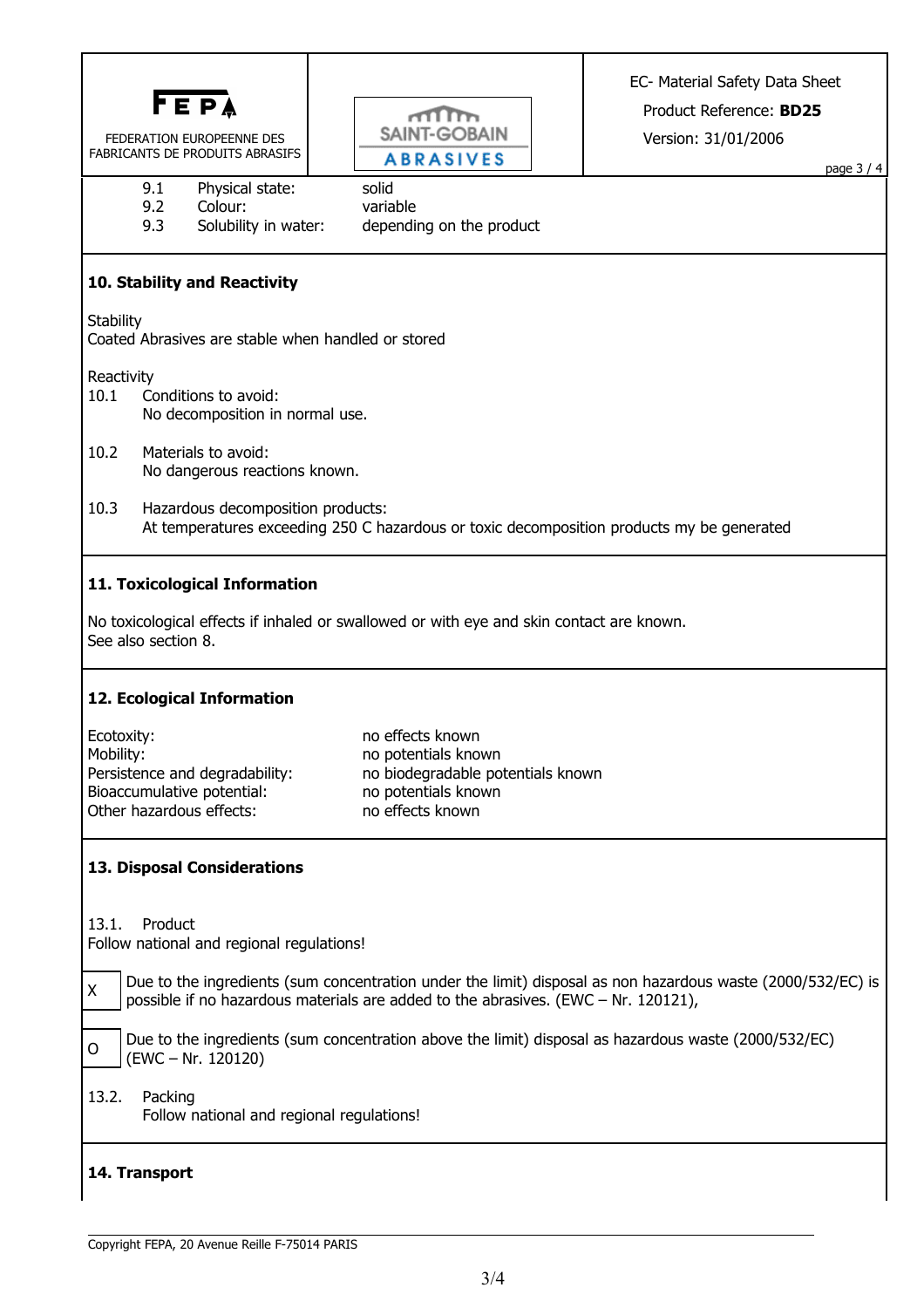| | | |
|---|---|---|
| 9.1 | Physical state: | solid |
| 9.2 | Colour: | variable |
| 9.3 | Solubility in water: | depending on the product |

## 10. Stability and Reactivity

Stability
Coated Abrasives are stable when handled or stored

Reactivity

10.1 Conditions to avoid:
No decomposition in normal use.

10.2 Materials to avoid:
No dangerous reactions known.

10.3 Hazardous decomposition products:
At temperatures exceeding 250 C hazardous or toxic decomposition products my be generated

## 11. Toxicological Information

No toxicological effects if inhaled or swallowed or with eye and skin contact are known.
See also section 8.

## 12. Ecological Information

| | |
|---|---|
| Ecotoxity: | no effects known |
| Mobility: | no potentials known |
| Persistence and degradability: | no biodegradable potentials known |
| Bioaccumulative potential: | no potentials known |
| Other hazardous effects: | no effects known |

## 13. Disposal Considerations

13.1. Product
Follow national and regional regulations!

| | |
|---|---|
| X | Due to the ingredients (sum concentration under the limit) disposal as non hazardous waste (2000/532/EC) is possible if no hazardous materials are added to the abrasives. (EWC – Nr. 120121), |
| O | Due to the ingredients (sum concentration above the limit) disposal as hazardous waste (2000/532/EC) (EWC – Nr. 120120) |

13.2. Packing
Follow national and regional regulations!

## 14. Transport

Copyright FEPA, 20 Avenue Reille F-75014 PARIS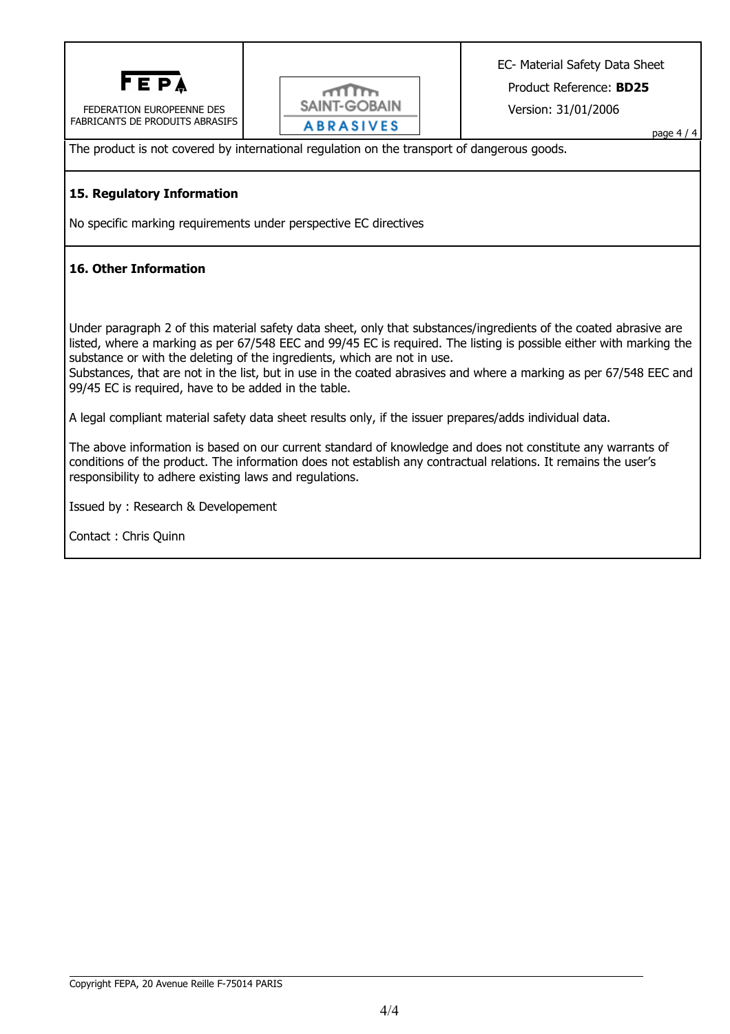The product is not covered by international regulation on the transport of dangerous goods.

## 15. Regulatory Information

No specific marking requirements under perspective EC directives

## 16. Other Information

Under paragraph 2 of this material safety data sheet, only that substances/ingredients of the coated abrasive are listed, where a marking as per 67/548 EEC and 99/45 EC is required. The listing is possible either with marking the substance or with the deleting of the ingredients, which are not in use.
Substances, that are not in the list, but in use in the coated abrasives and where a marking as per 67/548 EEC and 99/45 EC is required, have to be added in the table.

A legal compliant material safety data sheet results only, if the issuer prepares/adds individual data.

The above information is based on our current standard of knowledge and does not constitute any warrants of conditions of the product. The information does not establish any contractual relations. It remains the user's responsibility to adhere existing laws and regulations.

Issued by : Research & Developement

Contact : Chris Quinn

Copyright FEPA, 20 Avenue Reille F-75014 PARIS